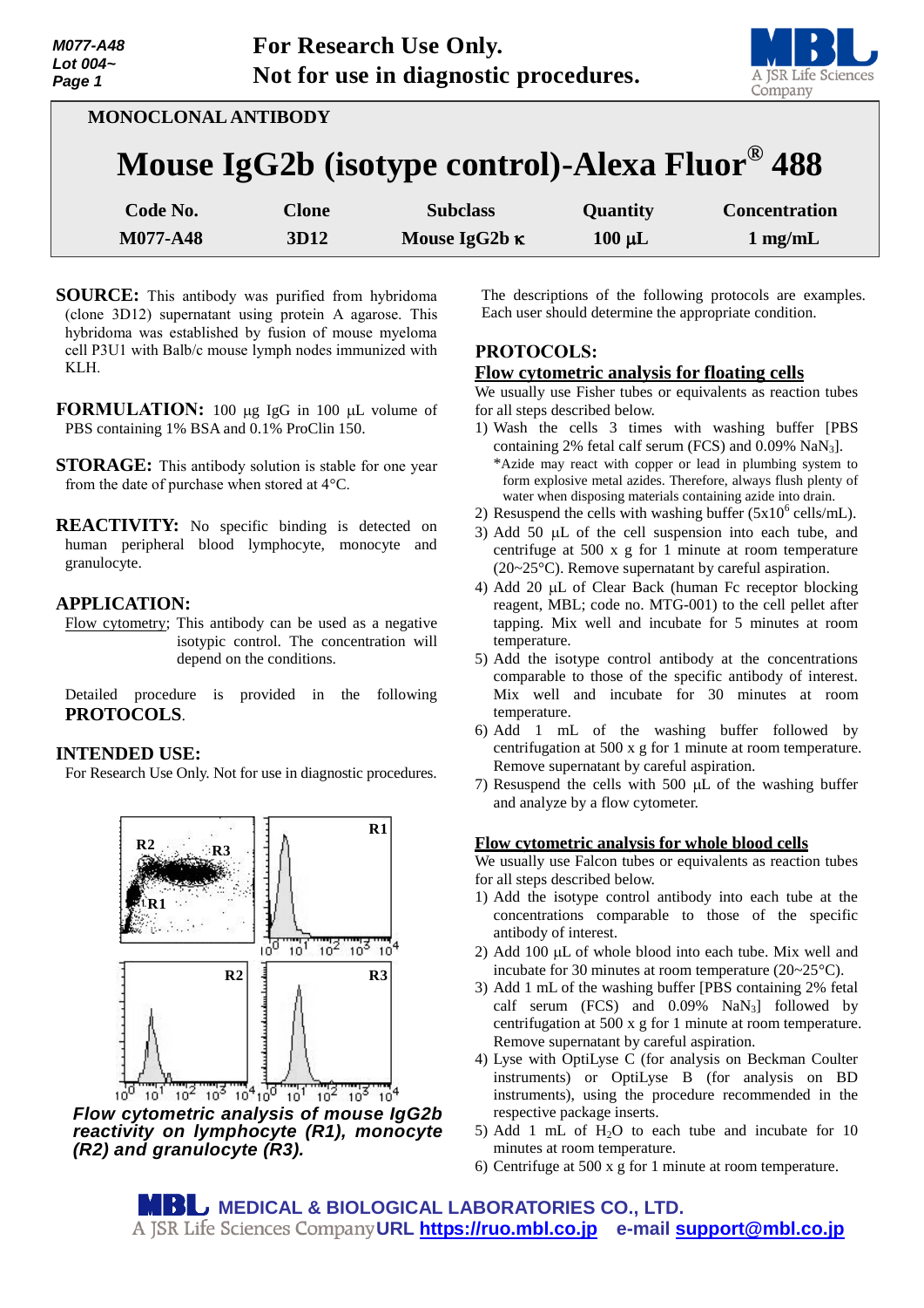**For Research Use Only.**
**Not for use in diagnostic procedures.**

MONOCLONAL ANTIBODY

# Mouse IgG2b (isotype control)-Alexa Fluor® 488

| Code No. | Clone | Subclass | Quantity | Concentration |
|---|---|---|---|---|
| M077-A48 | 3D12 | Mouse IgG2b κ | 100 µL | 1 mg/mL |

**SOURCE:** This antibody was purified from hybridoma (clone 3D12) supernatant using protein A agarose. This hybridoma was established by fusion of mouse myeloma cell P3U1 with Balb/c mouse lymph nodes immunized with KLH.

**FORMULATION:** 100 µg IgG in 100 µL volume of PBS containing 1% BSA and 0.1% ProClin 150.

**STORAGE:** This antibody solution is stable for one year from the date of purchase when stored at 4°C.

**REACTIVITY:** No specific binding is detected on human peripheral blood lymphocyte, monocyte and granulocyte.

**APPLICATION:**

Flow cytometry; This antibody can be used as a negative isotypic control. The concentration will depend on the conditions.

Detailed procedure is provided in the following **PROTOCOLS**.

**INTENDED USE:**

For Research Use Only. Not for use in diagnostic procedures.

*Flow cytometric analysis of mouse IgG2b reactivity on lymphocyte (R1), monocyte (R2) and granulocyte (R3).*

The descriptions of the following protocols are examples. Each user should determine the appropriate condition.

**PROTOCOLS:**

**Flow cytometric analysis for floating cells**

We usually use Fisher tubes or equivalents as reaction tubes for all steps described below.

1) Wash the cells 3 times with washing buffer [PBS containing 2% fetal calf serum (FCS) and 0.09% $NaN_3$].
   *Azide may react with copper or lead in plumbing system to form explosive metal azides. Therefore, always flush plenty of water when disposing materials containing azide into drain.
2) Resuspend the cells with washing buffer ($5x10^6$ cells/mL).
3) Add 50 µL of the cell suspension into each tube, and centrifuge at 500 x g for 1 minute at room temperature (20~25°C). Remove supernatant by careful aspiration.
4) Add 20 µL of Clear Back (human Fc receptor blocking reagent, MBL; code no. MTG-001) to the cell pellet after tapping. Mix well and incubate for 5 minutes at room temperature.
5) Add the isotype control antibody at the concentrations comparable to those of the specific antibody of interest. Mix well and incubate for 30 minutes at room temperature.
6) Add 1 mL of the washing buffer followed by centrifugation at 500 x g for 1 minute at room temperature. Remove supernatant by careful aspiration.
7) Resuspend the cells with 500 µL of the washing buffer and analyze by a flow cytometer.

**Flow cytometric analysis for whole blood cells**

We usually use Falcon tubes or equivalents as reaction tubes for all steps described below.

1) Add the isotype control antibody into each tube at the concentrations comparable to those of the specific antibody of interest.
2) Add 100 µL of whole blood into each tube. Mix well and incubate for 30 minutes at room temperature (20~25°C).
3) Add 1 mL of the washing buffer [PBS containing 2% fetal calf serum (FCS) and 0.09% $NaN_3$] followed by centrifugation at 500 x g for 1 minute at room temperature. Remove supernatant by careful aspiration.
4) Lyse with OptiLyse C (for analysis on Beckman Coulter instruments) or OptiLyse B (for analysis on BD instruments), using the procedure recommended in the respective package inserts.
5) Add 1 mL of $H_2O$ to each tube and incubate for 10 minutes at room temperature.
6) Centrifuge at 500 x g for 1 minute at room temperature.

**MEDICAL & BIOLOGICAL LABORATORIES CO., LTD.**
A JSR Life Sciences Company URL https://ruo.mbl.co.jp e-mail support@mbl.co.jp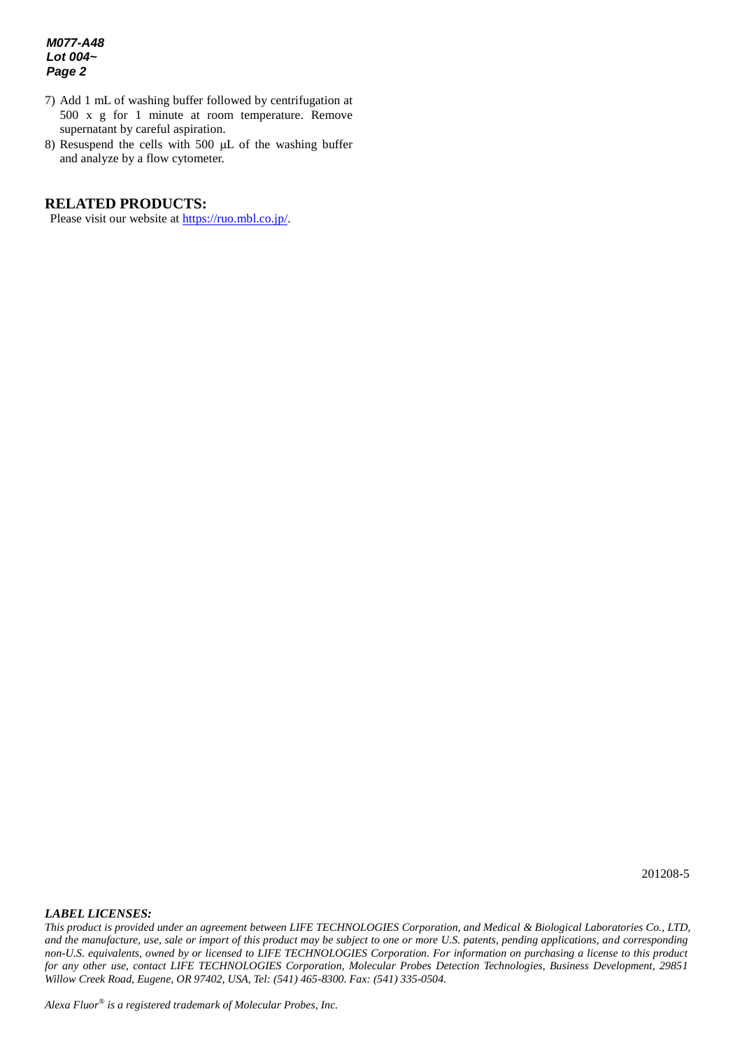7) Add 1 mL of washing buffer followed by centrifugation at 500 x g for 1 minute at room temperature. Remove supernatant by careful aspiration.
8) Resuspend the cells with 500 μL of the washing buffer and analyze by a flow cytometer.

## RELATED PRODUCTS:

Please visit our website at https://ruo.mbl.co.jp/.

201208-5

***LABEL LICENSES:***

*This product is provided under an agreement between LIFE TECHNOLOGIES Corporation, and Medical & Biological Laboratories Co., LTD, and the manufacture, use, sale or import of this product may be subject to one or more U.S. patents, pending applications, and corresponding non-U.S. equivalents, owned by or licensed to LIFE TECHNOLOGIES Corporation. For information on purchasing a license to this product for any other use, contact LIFE TECHNOLOGIES Corporation, Molecular Probes Detection Technologies, Business Development, 29851 Willow Creek Road, Eugene, OR 97402, USA, Tel: (541) 465-8300. Fax: (541) 335-0504.*

*Alexa Fluor® is a registered trademark of Molecular Probes, Inc.*